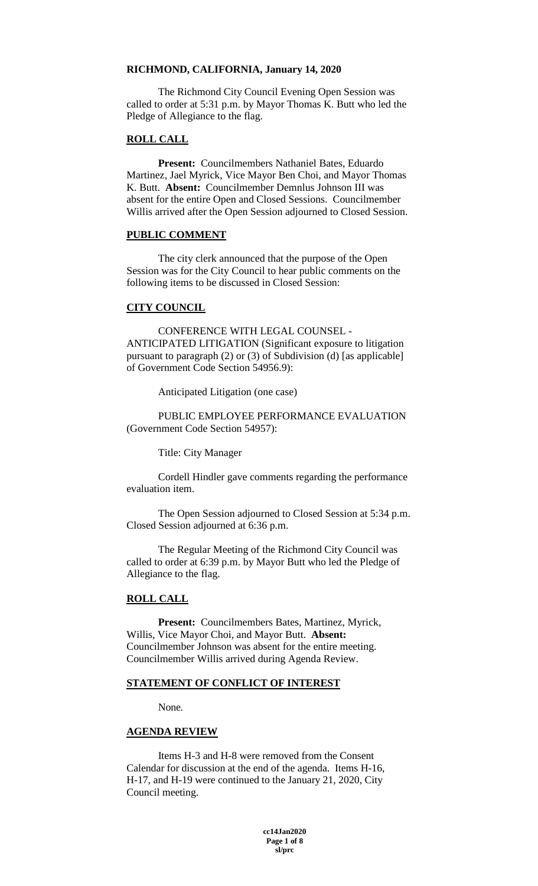**RICHMOND, CALIFORNIA, January 14, 2020**

The Richmond City Council Evening Open Session was called to order at 5:31 p.m. by Mayor Thomas K. Butt who led the Pledge of Allegiance to the flag.

## ROLL CALL

**Present:** Councilmembers Nathaniel Bates, Eduardo Martinez, Jael Myrick, Vice Mayor Ben Choi, and Mayor Thomas K. Butt. **Absent:** Councilmember Demnlus Johnson III was absent for the entire Open and Closed Sessions. Councilmember Willis arrived after the Open Session adjourned to Closed Session.

## PUBLIC COMMENT

The city clerk announced that the purpose of the Open Session was for the City Council to hear public comments on the following items to be discussed in Closed Session:

## CITY COUNCIL

CONFERENCE WITH LEGAL COUNSEL - ANTICIPATED LITIGATION (Significant exposure to litigation pursuant to paragraph (2) or (3) of Subdivision (d) [as applicable] of Government Code Section 54956.9):

Anticipated Litigation (one case)

PUBLIC EMPLOYEE PERFORMANCE EVALUATION (Government Code Section 54957):

Title: City Manager

Cordell Hindler gave comments regarding the performance evaluation item.

The Open Session adjourned to Closed Session at 5:34 p.m. Closed Session adjourned at 6:36 p.m.

The Regular Meeting of the Richmond City Council was called to order at 6:39 p.m. by Mayor Butt who led the Pledge of Allegiance to the flag.

## ROLL CALL

**Present:** Councilmembers Bates, Martinez, Myrick, Willis, Vice Mayor Choi, and Mayor Butt. **Absent:** Councilmember Johnson was absent for the entire meeting. Councilmember Willis arrived during Agenda Review.

## STATEMENT OF CONFLICT OF INTEREST

None.

## AGENDA REVIEW

Items H-3 and H-8 were removed from the Consent Calendar for discussion at the end of the agenda. Items H-16, H-17, and H-19 were continued to the January 21, 2020, City Council meeting.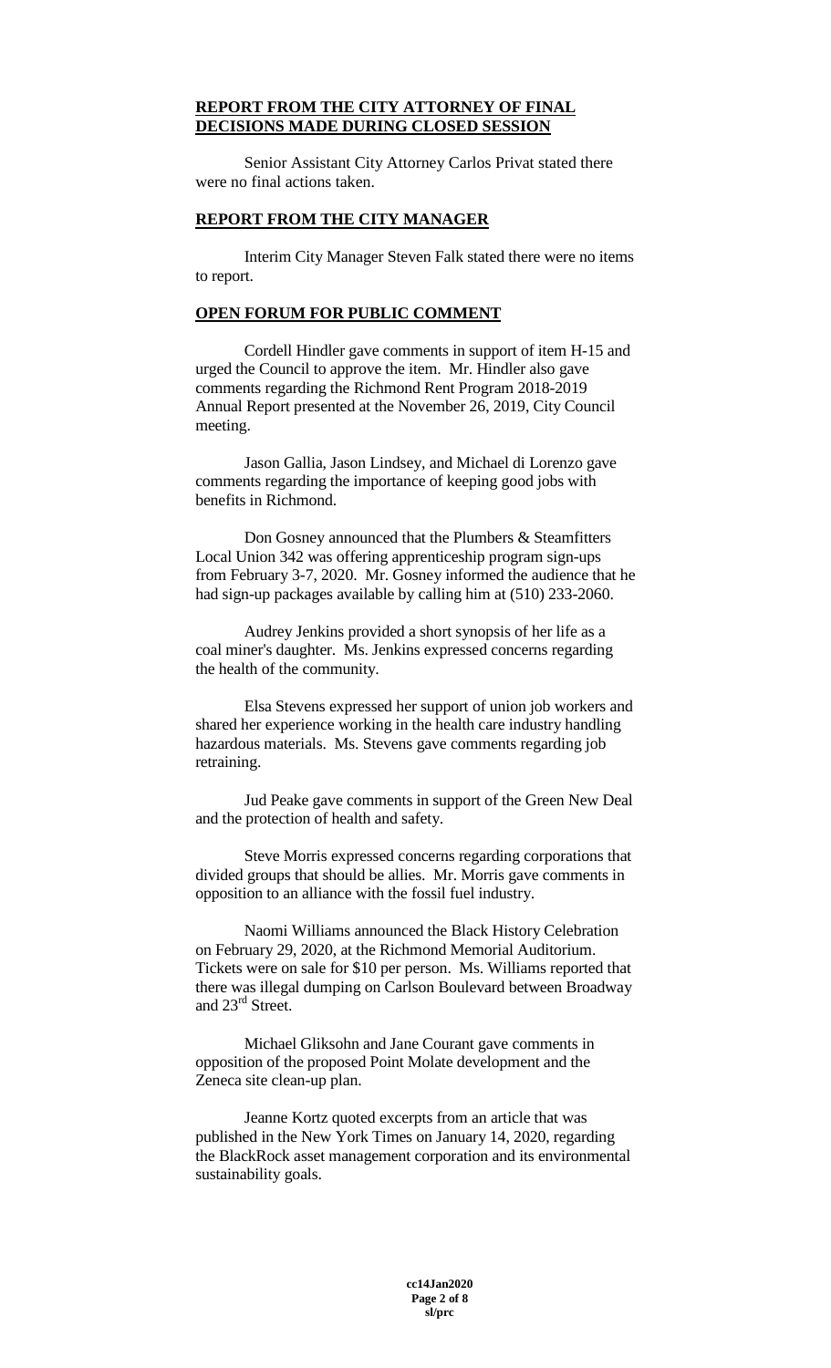**REPORT FROM THE CITY ATTORNEY OF FINAL DECISIONS MADE DURING CLOSED SESSION**

Senior Assistant City Attorney Carlos Privat stated there were no final actions taken.

**REPORT FROM THE CITY MANAGER**

Interim City Manager Steven Falk stated there were no items to report.

**OPEN FORUM FOR PUBLIC COMMENT**

Cordell Hindler gave comments in support of item H-15 and urged the Council to approve the item. Mr. Hindler also gave comments regarding the Richmond Rent Program 2018-2019 Annual Report presented at the November 26, 2019, City Council meeting.

Jason Gallia, Jason Lindsey, and Michael di Lorenzo gave comments regarding the importance of keeping good jobs with benefits in Richmond.

Don Gosney announced that the Plumbers & Steamfitters Local Union 342 was offering apprenticeship program sign-ups from February 3-7, 2020. Mr. Gosney informed the audience that he had sign-up packages available by calling him at (510) 233-2060.

Audrey Jenkins provided a short synopsis of her life as a coal miner's daughter. Ms. Jenkins expressed concerns regarding the health of the community.

Elsa Stevens expressed her support of union job workers and shared her experience working in the health care industry handling hazardous materials. Ms. Stevens gave comments regarding job retraining.

Jud Peake gave comments in support of the Green New Deal and the protection of health and safety.

Steve Morris expressed concerns regarding corporations that divided groups that should be allies. Mr. Morris gave comments in opposition to an alliance with the fossil fuel industry.

Naomi Williams announced the Black History Celebration on February 29, 2020, at the Richmond Memorial Auditorium. Tickets were on sale for $10 per person. Ms. Williams reported that there was illegal dumping on Carlson Boulevard between Broadway and 23rd Street.

Michael Gliksohn and Jane Courant gave comments in opposition of the proposed Point Molate development and the Zeneca site clean-up plan.

Jeanne Kortz quoted excerpts from an article that was published in the New York Times on January 14, 2020, regarding the BlackRock asset management corporation and its environmental sustainability goals.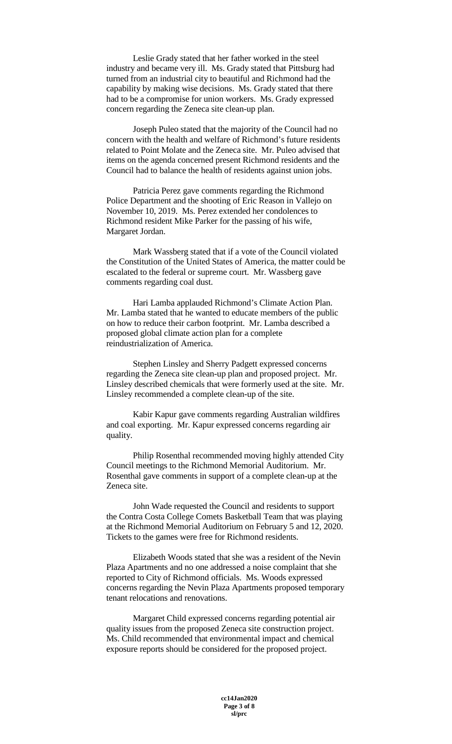Leslie Grady stated that her father worked in the steel industry and became very ill. Ms. Grady stated that Pittsburg had turned from an industrial city to beautiful and Richmond had the capability by making wise decisions. Ms. Grady stated that there had to be a compromise for union workers. Ms. Grady expressed concern regarding the Zeneca site clean-up plan.

Joseph Puleo stated that the majority of the Council had no concern with the health and welfare of Richmond's future residents related to Point Molate and the Zeneca site. Mr. Puleo advised that items on the agenda concerned present Richmond residents and the Council had to balance the health of residents against union jobs.

Patricia Perez gave comments regarding the Richmond Police Department and the shooting of Eric Reason in Vallejo on November 10, 2019. Ms. Perez extended her condolences to Richmond resident Mike Parker for the passing of his wife, Margaret Jordan.

Mark Wassberg stated that if a vote of the Council violated the Constitution of the United States of America, the matter could be escalated to the federal or supreme court. Mr. Wassberg gave comments regarding coal dust.

Hari Lamba applauded Richmond's Climate Action Plan. Mr. Lamba stated that he wanted to educate members of the public on how to reduce their carbon footprint. Mr. Lamba described a proposed global climate action plan for a complete reindustrialization of America.

Stephen Linsley and Sherry Padgett expressed concerns regarding the Zeneca site clean-up plan and proposed project. Mr. Linsley described chemicals that were formerly used at the site. Mr. Linsley recommended a complete clean-up of the site.

Kabir Kapur gave comments regarding Australian wildfires and coal exporting. Mr. Kapur expressed concerns regarding air quality.

Philip Rosenthal recommended moving highly attended City Council meetings to the Richmond Memorial Auditorium. Mr. Rosenthal gave comments in support of a complete clean-up at the Zeneca site.

John Wade requested the Council and residents to support the Contra Costa College Comets Basketball Team that was playing at the Richmond Memorial Auditorium on February 5 and 12, 2020. Tickets to the games were free for Richmond residents.

Elizabeth Woods stated that she was a resident of the Nevin Plaza Apartments and no one addressed a noise complaint that she reported to City of Richmond officials. Ms. Woods expressed concerns regarding the Nevin Plaza Apartments proposed temporary tenant relocations and renovations.

Margaret Child expressed concerns regarding potential air quality issues from the proposed Zeneca site construction project. Ms. Child recommended that environmental impact and chemical exposure reports should be considered for the proposed project.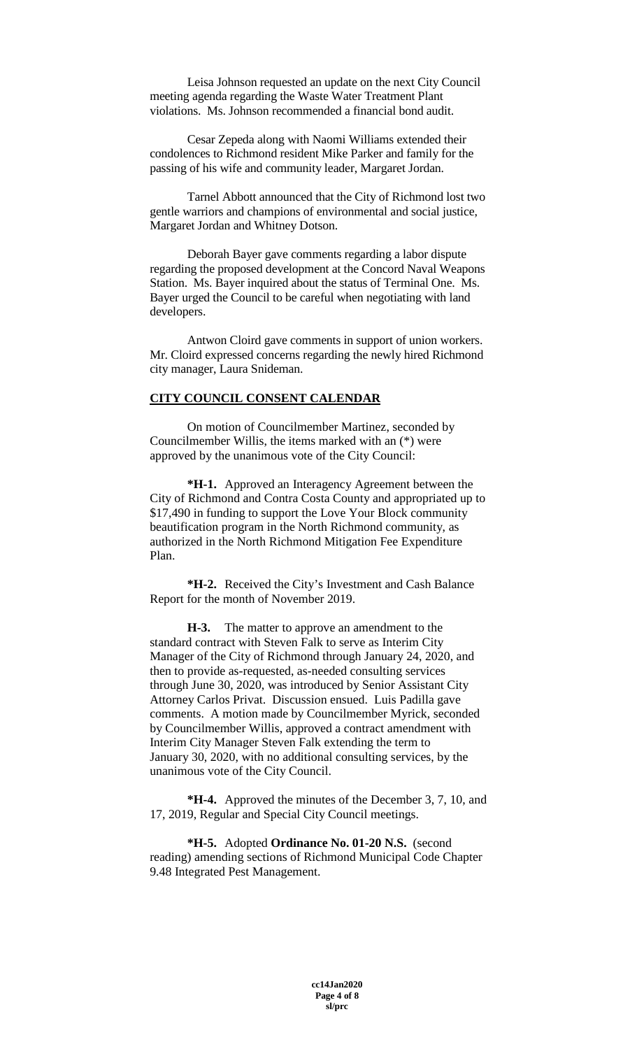Leisa Johnson requested an update on the next City Council meeting agenda regarding the Waste Water Treatment Plant violations. Ms. Johnson recommended a financial bond audit.

Cesar Zepeda along with Naomi Williams extended their condolences to Richmond resident Mike Parker and family for the passing of his wife and community leader, Margaret Jordan.

Tarnel Abbott announced that the City of Richmond lost two gentle warriors and champions of environmental and social justice, Margaret Jordan and Whitney Dotson.

Deborah Bayer gave comments regarding a labor dispute regarding the proposed development at the Concord Naval Weapons Station. Ms. Bayer inquired about the status of Terminal One. Ms. Bayer urged the Council to be careful when negotiating with land developers.

Antwon Cloird gave comments in support of union workers. Mr. Cloird expressed concerns regarding the newly hired Richmond city manager, Laura Snideman.

## CITY COUNCIL CONSENT CALENDAR

On motion of Councilmember Martinez, seconded by Councilmember Willis, the items marked with an (*) were approved by the unanimous vote of the City Council:

**\*H-1.** Approved an Interagency Agreement between the City of Richmond and Contra Costa County and appropriated up to $17,490 in funding to support the Love Your Block community beautification program in the North Richmond community, as authorized in the North Richmond Mitigation Fee Expenditure Plan.

**\*H-2.** Received the City's Investment and Cash Balance Report for the month of November 2019.

**H-3.** The matter to approve an amendment to the standard contract with Steven Falk to serve as Interim City Manager of the City of Richmond through January 24, 2020, and then to provide as-requested, as-needed consulting services through June 30, 2020, was introduced by Senior Assistant City Attorney Carlos Privat. Discussion ensued. Luis Padilla gave comments. A motion made by Councilmember Myrick, seconded by Councilmember Willis, approved a contract amendment with Interim City Manager Steven Falk extending the term to January 30, 2020, with no additional consulting services, by the unanimous vote of the City Council.

**\*H-4.** Approved the minutes of the December 3, 7, 10, and 17, 2019, Regular and Special City Council meetings.

**\*H-5.** Adopted **Ordinance No. 01-20 N.S.** (second reading) amending sections of Richmond Municipal Code Chapter 9.48 Integrated Pest Management.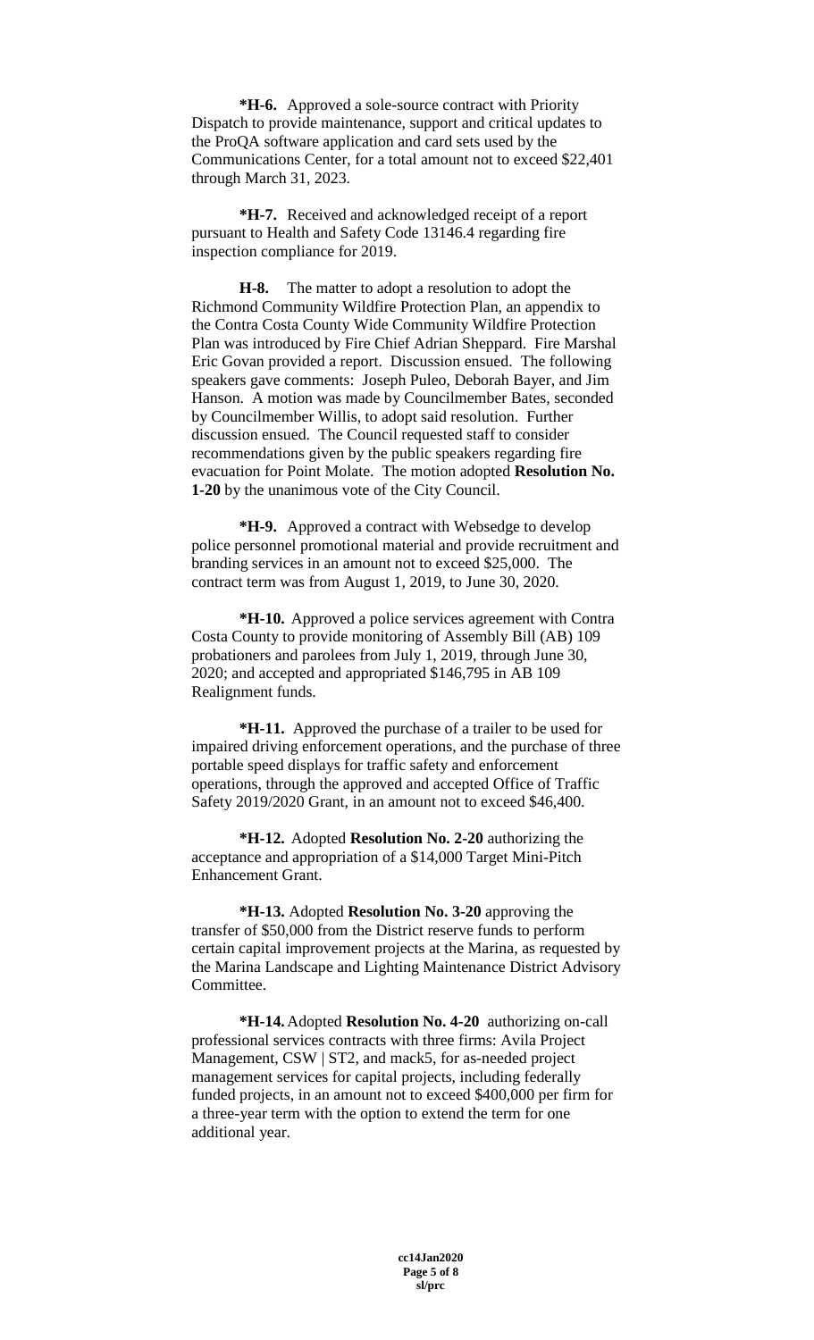**\*H-6.** Approved a sole-source contract with Priority Dispatch to provide maintenance, support and critical updates to the ProQA software application and card sets used by the Communications Center, for a total amount not to exceed $22,401 through March 31, 2023.

**\*H-7.** Received and acknowledged receipt of a report pursuant to Health and Safety Code 13146.4 regarding fire inspection compliance for 2019.

**H-8.** The matter to adopt a resolution to adopt the Richmond Community Wildfire Protection Plan, an appendix to the Contra Costa County Wide Community Wildfire Protection Plan was introduced by Fire Chief Adrian Sheppard. Fire Marshal Eric Govan provided a report. Discussion ensued. The following speakers gave comments: Joseph Puleo, Deborah Bayer, and Jim Hanson. A motion was made by Councilmember Bates, seconded by Councilmember Willis, to adopt said resolution. Further discussion ensued. The Council requested staff to consider recommendations given by the public speakers regarding fire evacuation for Point Molate. The motion adopted **Resolution No. 1-20** by the unanimous vote of the City Council.

**\*H-9.** Approved a contract with Websedge to develop police personnel promotional material and provide recruitment and branding services in an amount not to exceed $25,000. The contract term was from August 1, 2019, to June 30, 2020.

**\*H-10.** Approved a police services agreement with Contra Costa County to provide monitoring of Assembly Bill (AB) 109 probationers and parolees from July 1, 2019, through June 30, 2020; and accepted and appropriated $146,795 in AB 109 Realignment funds.

**\*H-11.** Approved the purchase of a trailer to be used for impaired driving enforcement operations, and the purchase of three portable speed displays for traffic safety and enforcement operations, through the approved and accepted Office of Traffic Safety 2019/2020 Grant, in an amount not to exceed $46,400.

**\*H-12.** Adopted **Resolution No. 2-20** authorizing the acceptance and appropriation of a $14,000 Target Mini-Pitch Enhancement Grant.

**\*H-13.** Adopted **Resolution No. 3-20** approving the transfer of $50,000 from the District reserve funds to perform certain capital improvement projects at the Marina, as requested by the Marina Landscape and Lighting Maintenance District Advisory Committee.

**\*H-14.** Adopted **Resolution No. 4-20** authorizing on-call professional services contracts with three firms: Avila Project Management, CSW | ST2, and mack5, for as-needed project management services for capital projects, including federally funded projects, in an amount not to exceed $400,000 per firm for a three-year term with the option to extend the term for one additional year.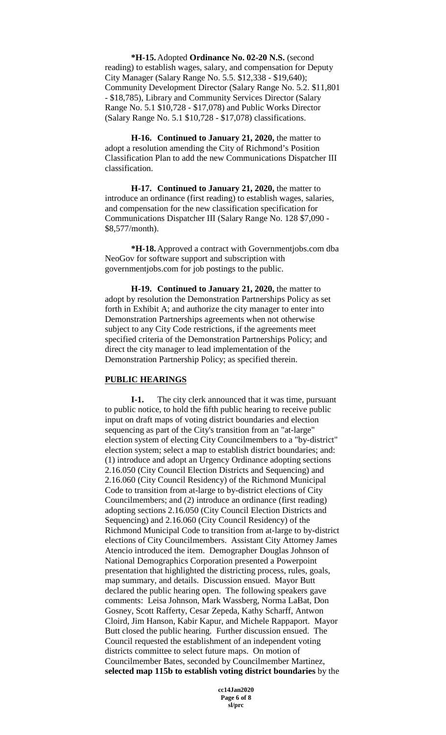**\*H-15.** Adopted **Ordinance No. 02-20 N.S.** (second reading) to establish wages, salary, and compensation for Deputy City Manager (Salary Range No. 5.5. $12,338 - $19,640); Community Development Director (Salary Range No. 5.2. $11,801 - $18,785), Library and Community Services Director (Salary Range No. 5.1 $10,728 - $17,078) and Public Works Director (Salary Range No. 5.1 $10,728 - $17,078) classifications.

**H-16. Continued to January 21, 2020,** the matter to adopt a resolution amending the City of Richmond's Position Classification Plan to add the new Communications Dispatcher III classification.

**H-17. Continued to January 21, 2020,** the matter to introduce an ordinance (first reading) to establish wages, salaries, and compensation for the new classification specification for Communications Dispatcher III (Salary Range No. 128 $7,090 - $8,577/month).

**\*H-18.** Approved a contract with Governmentjobs.com dba NeoGov for software support and subscription with governmentjobs.com for job postings to the public.

**H-19. Continued to January 21, 2020,** the matter to adopt by resolution the Demonstration Partnerships Policy as set forth in Exhibit A; and authorize the city manager to enter into Demonstration Partnerships agreements when not otherwise subject to any City Code restrictions, if the agreements meet specified criteria of the Demonstration Partnerships Policy; and direct the city manager to lead implementation of the Demonstration Partnership Policy; as specified therein.

## PUBLIC HEARINGS

**I-1.** The city clerk announced that it was time, pursuant to public notice, to hold the fifth public hearing to receive public input on draft maps of voting district boundaries and election sequencing as part of the City's transition from an "at-large" election system of electing City Councilmembers to a "by-district" election system; select a map to establish district boundaries; and: (1) introduce and adopt an Urgency Ordinance adopting sections 2.16.050 (City Council Election Districts and Sequencing) and 2.16.060 (City Council Residency) of the Richmond Municipal Code to transition from at-large to by-district elections of City Councilmembers; and (2) introduce an ordinance (first reading) adopting sections 2.16.050 (City Council Election Districts and Sequencing) and 2.16.060 (City Council Residency) of the Richmond Municipal Code to transition from at-large to by-district elections of City Councilmembers. Assistant City Attorney James Atencio introduced the item. Demographer Douglas Johnson of National Demographics Corporation presented a Powerpoint presentation that highlighted the districting process, rules, goals, map summary, and details. Discussion ensued. Mayor Butt declared the public hearing open. The following speakers gave comments: Leisa Johnson, Mark Wassberg, Norma LaBat, Don Gosney, Scott Rafferty, Cesar Zepeda, Kathy Scharff, Antwon Cloird, Jim Hanson, Kabir Kapur, and Michele Rappaport. Mayor Butt closed the public hearing. Further discussion ensued. The Council requested the establishment of an independent voting districts committee to select future maps. On motion of Councilmember Bates, seconded by Councilmember Martinez, **selected map 115b to establish voting district boundaries** by the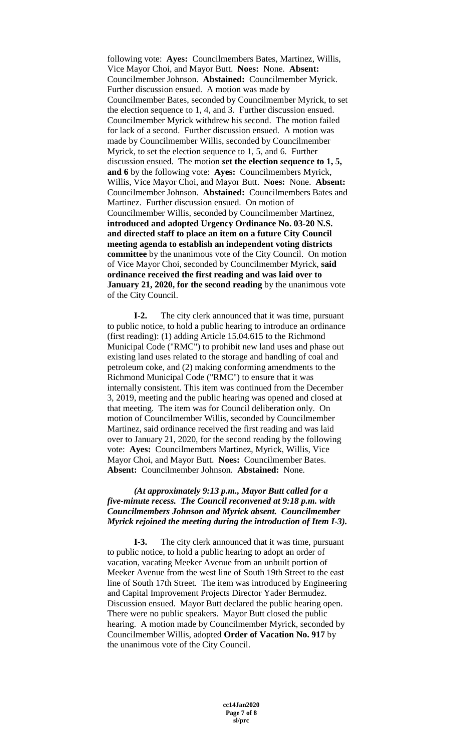following vote: **Ayes:** Councilmembers Bates, Martinez, Willis, Vice Mayor Choi, and Mayor Butt. **Noes:** None. **Absent:** Councilmember Johnson. **Abstained:** Councilmember Myrick. Further discussion ensued. A motion was made by Councilmember Bates, seconded by Councilmember Myrick, to set the election sequence to 1, 4, and 3. Further discussion ensued. Councilmember Myrick withdrew his second. The motion failed for lack of a second. Further discussion ensued. A motion was made by Councilmember Willis, seconded by Councilmember Myrick, to set the election sequence to 1, 5, and 6. Further discussion ensued. The motion **set the election sequence to 1, 5, and 6** by the following vote: **Ayes:** Councilmembers Myrick, Willis, Vice Mayor Choi, and Mayor Butt. **Noes:** None. **Absent:** Councilmember Johnson. **Abstained:** Councilmembers Bates and Martinez. Further discussion ensued. On motion of Councilmember Willis, seconded by Councilmember Martinez, **introduced and adopted Urgency Ordinance No. 03-20 N.S. and directed staff to place an item on a future City Council meeting agenda to establish an independent voting districts committee** by the unanimous vote of the City Council. On motion of Vice Mayor Choi, seconded by Councilmember Myrick, **said ordinance received the first reading and was laid over to January 21, 2020, for the second reading** by the unanimous vote of the City Council.

**I-2.** The city clerk announced that it was time, pursuant to public notice, to hold a public hearing to introduce an ordinance (first reading): (1) adding Article 15.04.615 to the Richmond Municipal Code ("RMC") to prohibit new land uses and phase out existing land uses related to the storage and handling of coal and petroleum coke, and (2) making conforming amendments to the Richmond Municipal Code ("RMC") to ensure that it was internally consistent. This item was continued from the December 3, 2019, meeting and the public hearing was opened and closed at that meeting. The item was for Council deliberation only. On motion of Councilmember Willis, seconded by Councilmember Martinez, said ordinance received the first reading and was laid over to January 21, 2020, for the second reading by the following vote: **Ayes:** Councilmembers Martinez, Myrick, Willis, Vice Mayor Choi, and Mayor Butt. **Noes:** Councilmember Bates. **Absent:** Councilmember Johnson. **Abstained:** None.

***(At approximately 9:13 p.m., Mayor Butt called for a five-minute recess. The Council reconvened at 9:18 p.m. with Councilmembers Johnson and Myrick absent. Councilmember Myrick rejoined the meeting during the introduction of Item I-3).***

**I-3.** The city clerk announced that it was time, pursuant to public notice, to hold a public hearing to adopt an order of vacation, vacating Meeker Avenue from an unbuilt portion of Meeker Avenue from the west line of South 19th Street to the east line of South 17th Street. The item was introduced by Engineering and Capital Improvement Projects Director Yader Bermudez. Discussion ensued. Mayor Butt declared the public hearing open. There were no public speakers. Mayor Butt closed the public hearing. A motion made by Councilmember Myrick, seconded by Councilmember Willis, adopted **Order of Vacation No. 917** by the unanimous vote of the City Council.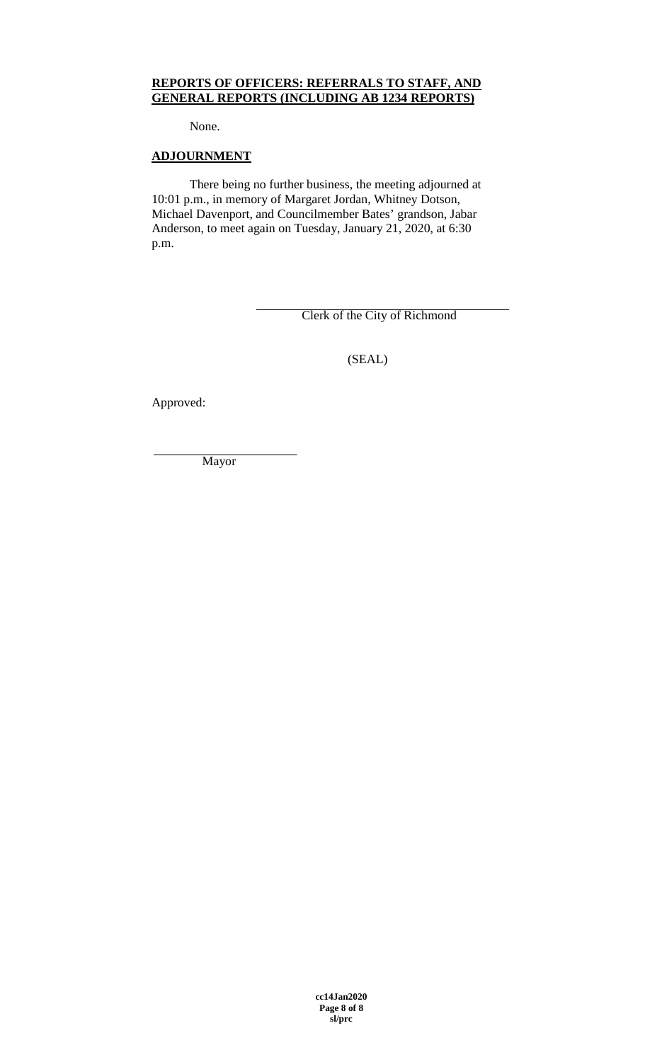**REPORTS OF OFFICERS: REFERRALS TO STAFF, AND GENERAL REPORTS (INCLUDING AB 1234 REPORTS)**

None.

**ADJOURNMENT**

There being no further business, the meeting adjourned at 10:01 p.m., in memory of Margaret Jordan, Whitney Dotson, Michael Davenport, and Councilmember Bates' grandson, Jabar Anderson, to meet again on Tuesday, January 21, 2020, at 6:30 p.m.

Clerk of the City of Richmond

(SEAL)

Approved:

Mayor

**cc14Jan2020**
**sl/prc**